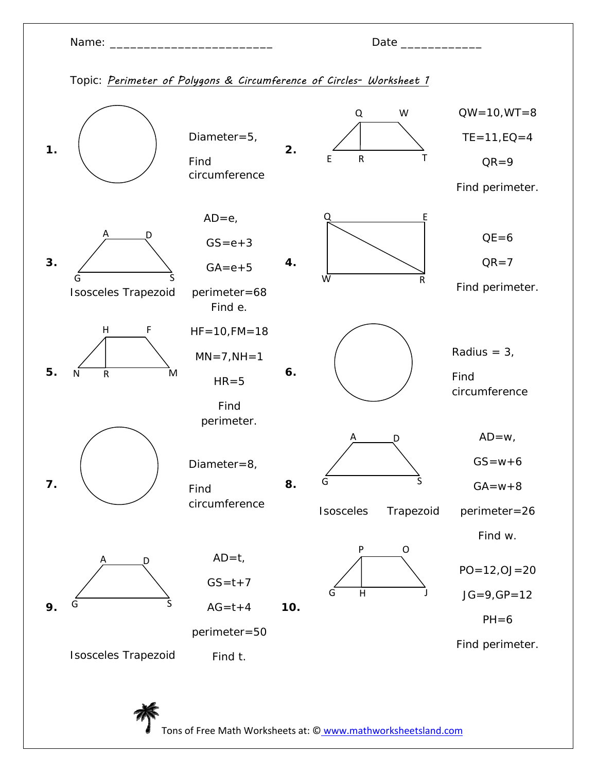Name: ________________________ Date ____________

Topic: *Perimeter of Polygons & Circumference of Circles- Worksheet 1*

**1.** Diameter=5,

Find circumference

**2.** QW=10, WT=8

TE=11, EQ=4

QR=9

Find perimeter.

**3.** Isosceles Trapezoid

AD=e,

GS=e+3

GA=e+5

perimeter=68

Find e.

**4.** QE=6

QR=7

Find perimeter.

**5.** HF=10, FM=18

MN=7, NH=1

HR=5

Find perimeter.

**6.** Radius = 3,

Find circumference

**7.** Diameter=8,

Find circumference

**8.** Isosceles Trapezoid

AD=w,

GS=w+6

GA=w+8

perimeter=26

Find w.

**9.** Isosceles Trapezoid

AD=t,

GS=t+7

AG=t+4

perimeter=50

Find t.

**10.** PO=12, OJ=20

JG=9, GP=12

PH=6

Find perimeter.

Tons of Free Math Worksheets at: © www.mathworksheetsland.com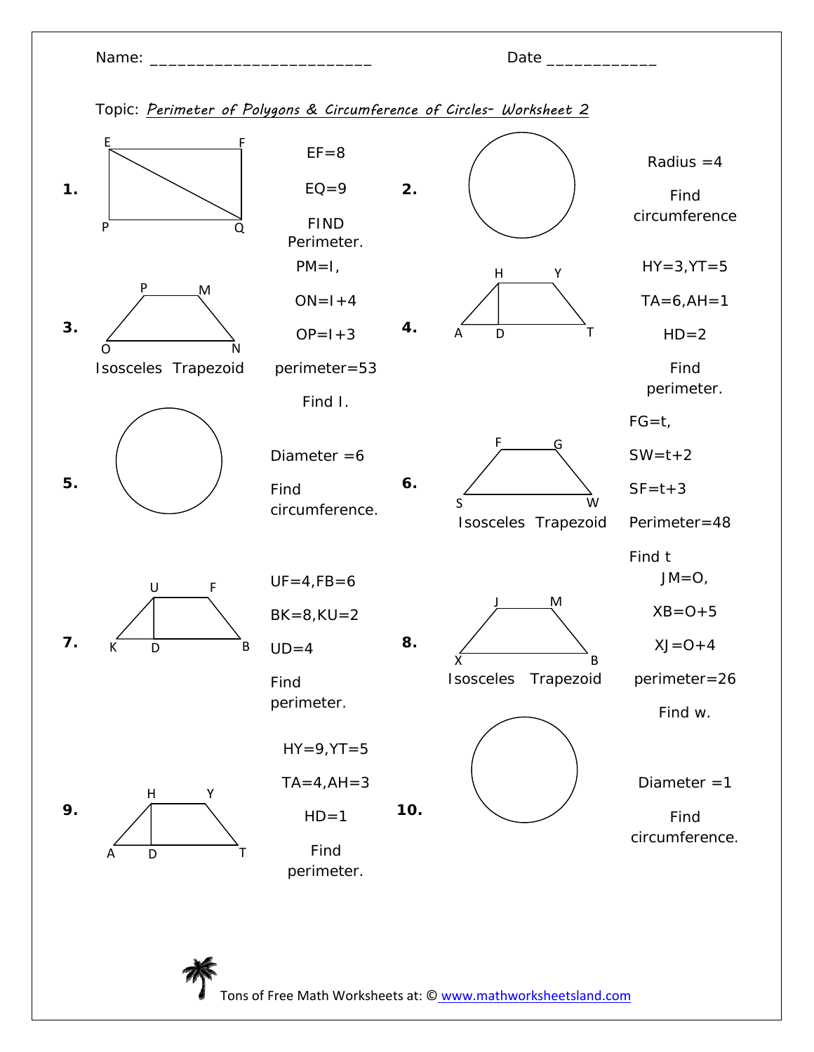Name: ________________________ Date ____________

Topic: *Perimeter of Polygons & Circumference of Circles- Worksheet 2*

**1.** EF=8

EQ=9

FIND Perimeter.

**2.** Radius =4

Find circumference

**3.** Isosceles Trapezoid

PM=I,

ON=I+4

OP=I+3

perimeter=53

Find I.

**4.** HY=3,YT=5

TA=6,AH=1

HD=2

Find perimeter.

**5.** Diameter =6

Find circumference.

**6.** Isosceles Trapezoid

FG=t,

SW=t+2

SF=t+3

Perimeter=48

Find t

**7.** UF=4,FB=6

BK=8,KU=2

UD=4

Find perimeter.

**8.** Isosceles Trapezoid

JM=O,

XB=O+5

XJ=O+4

perimeter=26

Find w.

**9.** HY=9,YT=5

TA=4,AH=3

HD=1

Find perimeter.

**10.** Diameter =1

Find circumference.

Tons of Free Math Worksheets at: © www.mathworksheetsland.com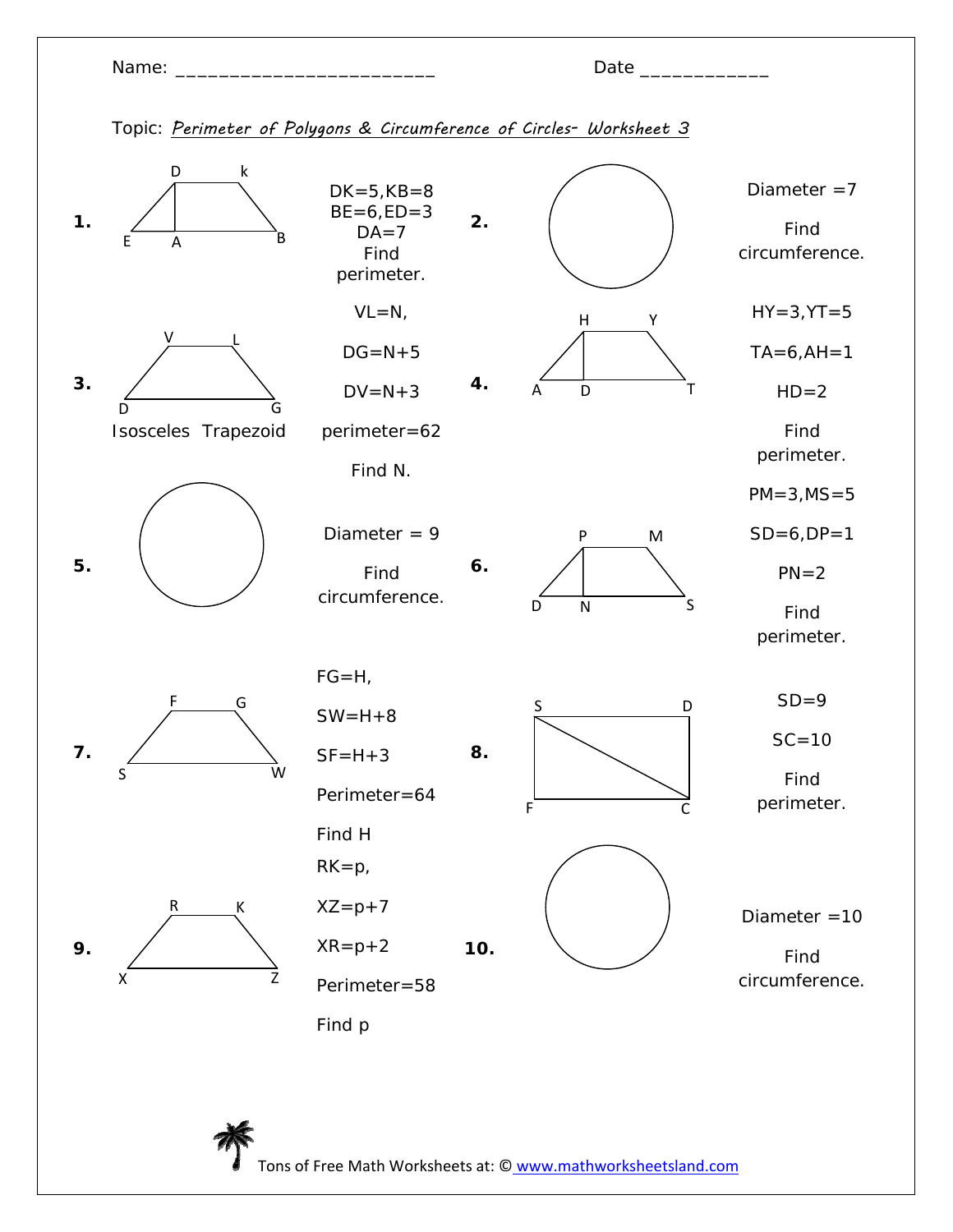Name: ________________________ Date ____________

Topic: *Perimeter of Polygons & Circumference of Circles- Worksheet 3*

**1.** DK=5, KB=8, BE=6, ED=3, DA=7. Find perimeter.

**2.** Diameter =7. Find circumference.

**3.** Isosceles Trapezoid. VL=N, DG=N+5, DV=N+3, perimeter=62. Find N.

**4.** HY=3, YT=5, TA=6, AH=1, HD=2. Find perimeter.

**5.** Diameter = 9. Find circumference.

**6.** PM=3, MS=5, SD=6, DP=1, PN=2. Find perimeter.

**7.** FG=H, SW=H+8, SF=H+3, Perimeter=64. Find H

**8.** SD=9, SC=10. Find perimeter.

**9.** RK=p, XZ=p+7, XR=p+2, Perimeter=58. Find p

**10.** Diameter =10. Find circumference.

Tons of Free Math Worksheets at: © www.mathworksheetsland.com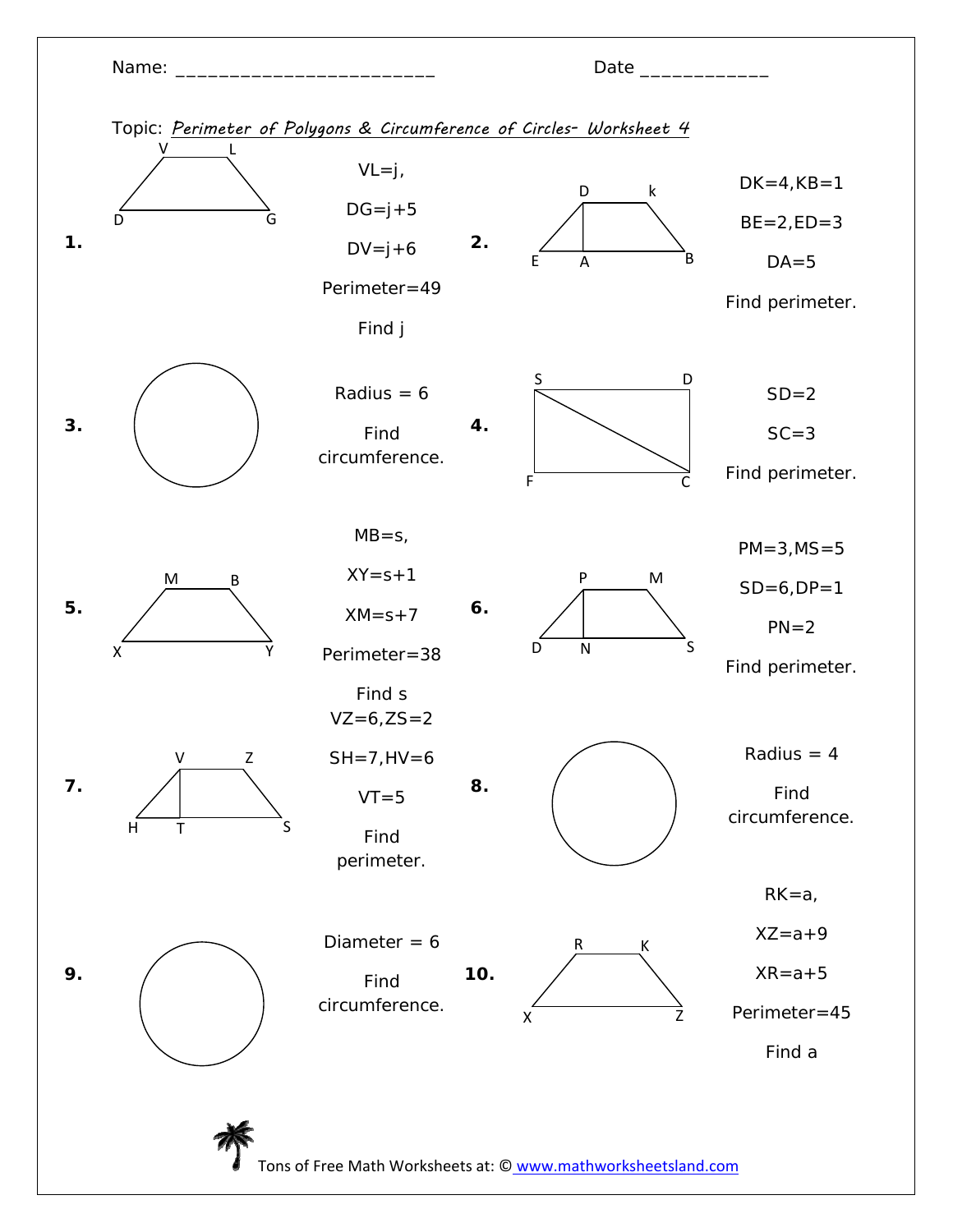Name: ________________________ Date ____________

Topic: *Perimeter of Polygons & Circumference of Circles- Worksheet 4*

**1.** VL=j, DG=j+5, DV=j+6, Perimeter=49. Find j

**2.** DK=4, KB=1, BE=2, ED=3, DA=5. Find perimeter.

**3.** Radius = 6. Find circumference.

**4.** SD=2, SC=3. Find perimeter.

**5.** MB=s, XY=s+1, XM=s+7, Perimeter=38. Find s

**6.** PM=3, MS=5, SD=6, DP=1, PN=2. Find perimeter.

**7.** VZ=6, ZS=2, SH=7, HV=6, VT=5. Find perimeter.

**8.** Radius = 4. Find circumference.

**9.** Diameter = 6. Find circumference.

**10.** RK=a, XZ=a+9, XR=a+5, Perimeter=45. Find a

Tons of Free Math Worksheets at: © www.mathworksheetsland.com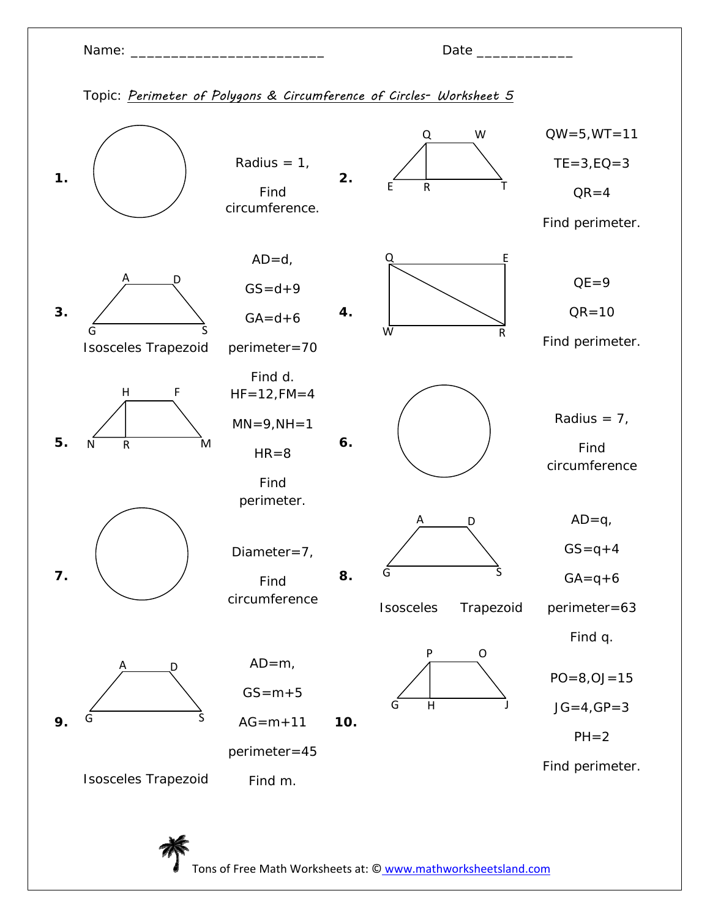Name: ________________________ Date ____________

Topic: *Perimeter of Polygons & Circumference of Circles- Worksheet 5*

**1.** Radius = 1,

Find circumference.

**2.** QW=5, WT=11

TE=3, EQ=3

QR=4

Find perimeter.

**3.** Isosceles Trapezoid

AD=d,

GS=d+9

GA=d+6

perimeter=70

Find d.

**4.** QE=9

QR=10

Find perimeter.

**5.** HF=12, FM=4

MN=9, NH=1

HR=8

Find perimeter.

**6.** Radius = 7,

Find circumference

**7.** Diameter=7,

Find circumference

**8.** Isosceles Trapezoid

AD=q,

GS=q+4

GA=q+6

perimeter=63

Find q.

**9.** Isosceles Trapezoid

AD=m,

GS=m+5

AG=m+11

perimeter=45

Find m.

**10.** PO=8, OJ=15

JG=4, GP=3

PH=2

Find perimeter.

Tons of Free Math Worksheets at: © www.mathworksheetsland.com